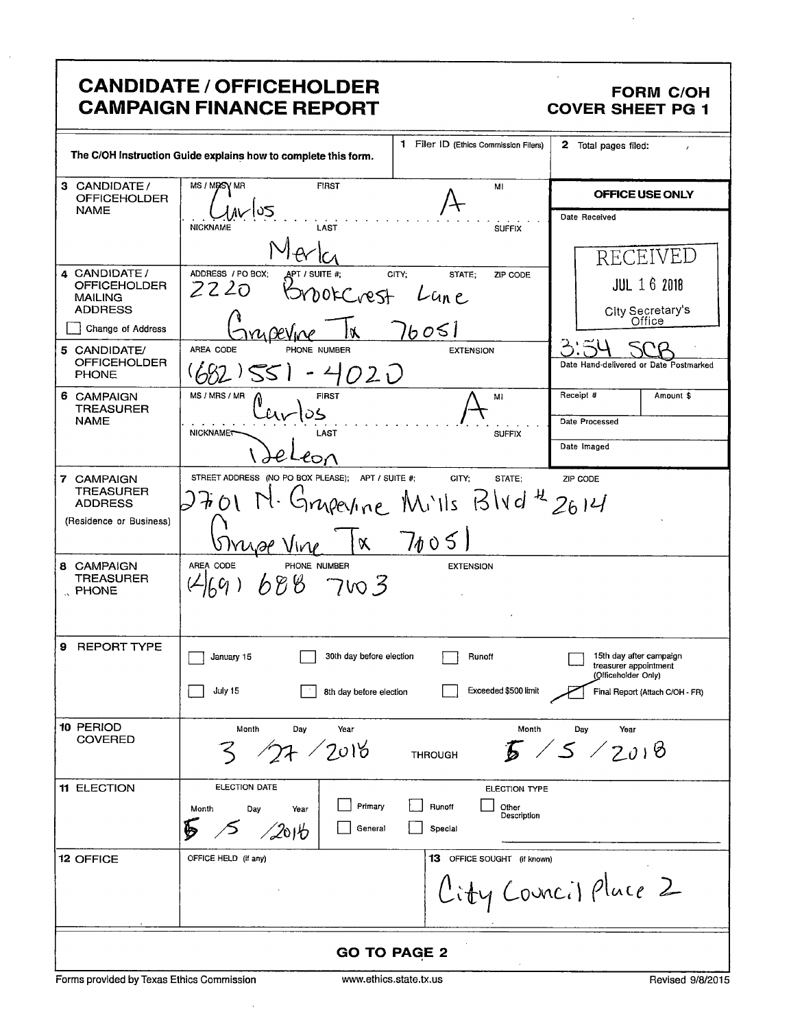# CANDIDATE / OFFICEHOLDER CAMPAIGN FINANCE REPORT

**FORM C/OH**
**COVER SHEET PG 1**

The C/OH Instruction Guide explains how to complete this form.

**1** Filer ID (Ethics Commission Filers)

**2** Total pages filed:

**OFFICE USE ONLY**

Date Received

RECEIVED
JUL 16 2018
City Secretary's Office
3:54 SCB

Date Hand-delivered or Date Postmarked

| Receipt # | Amount $ |
|---|---|
| Date Processed | |
| Date Imaged | |

**3 CANDIDATE / OFFICEHOLDER NAME**

MS / MRS / MR: 
FIRST: Carlos
MI: A
NICKNAME:
LAST: Merla
SUFFIX:

**4 CANDIDATE / OFFICEHOLDER MAILING ADDRESS**

☐ Change of Address

ADDRESS / PO BOX; APT / SUITE #; CITY; STATE; ZIP CODE
2220 Brookcrest Lane
Grapevine Tx 76051

**5 CANDIDATE/ OFFICEHOLDER PHONE**

AREA CODE / PHONE NUMBER / EXTENSION
(682) 551 - 4020

**6 CAMPAIGN TREASURER NAME**

MS / MRS / MR:
FIRST: Carlos
MI: A
NICKNAME:
LAST: DeLeon
SUFFIX:

**7 CAMPAIGN TREASURER ADDRESS** (Residence or Business)

STREET ADDRESS (NO PO BOX PLEASE); APT / SUITE #; CITY; STATE; ZIP CODE
2701 N. Grapevine Mills Blvd # 2614
GrapeVine Tx 76051

**8 CAMPAIGN TREASURER PHONE**

AREA CODE / PHONE NUMBER / EXTENSION
(469) 688 7603

**9 REPORT TYPE**

☐ January 15 ☐ 30th day before election ☐ Runoff ☐ 15th day after campaign treasurer appointment (Officeholder Only)

☐ July 15 ☐ 8th day before election ☐ Exceeded $500 limit ☑ Final Report (Attach C/OH - FR)

**10 PERIOD COVERED**

Month / Day / Year: 3 / 27 / 2018 THROUGH Month / Day / Year: 5 / 5 / 2018

**11 ELECTION**

ELECTION DATE: Month / Day / Year: 5 / 5 / 2018

ELECTION TYPE: ☐ Primary ☐ Runoff ☐ Other Description ☐ General ☐ Special

**12 OFFICE**

OFFICE HELD (if any):

**13** OFFICE SOUGHT (if known): City Council Place 2

**GO TO PAGE 2**

Forms provided by Texas Ethics Commission www.ethics.state.tx.us Revised 9/8/2015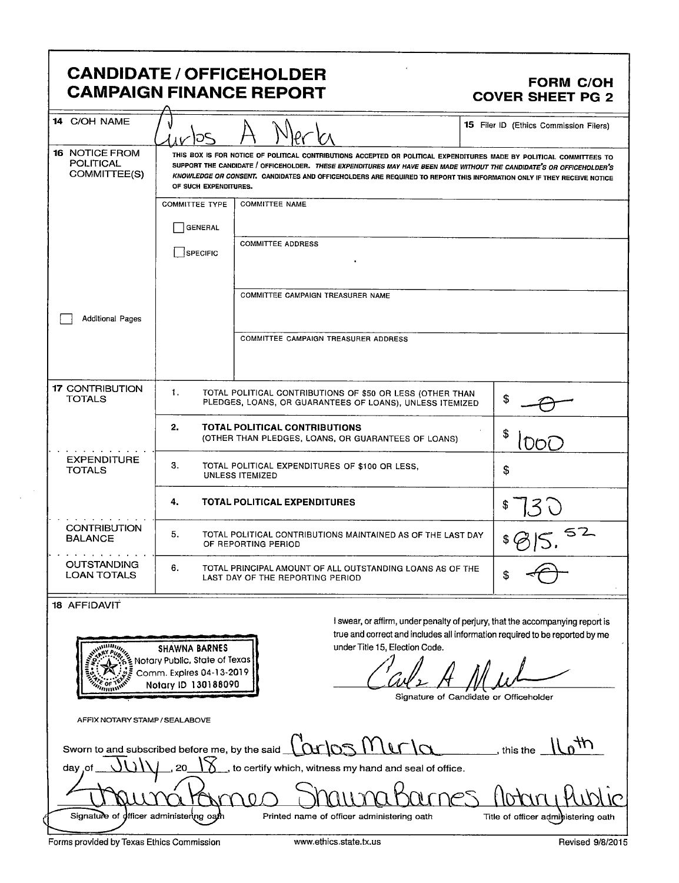# CANDIDATE / OFFICEHOLDER CAMPAIGN FINANCE REPORT

**FORM C/OH**
**COVER SHEET PG 2**

| | | |
|---|---|---|
| **14** C/OH NAME | Carlos A Merla | **15** Filer ID (Ethics Commission Filers) |

**16** NOTICE FROM POLITICAL COMMITTEE(S)

THIS BOX IS FOR NOTICE OF POLITICAL CONTRIBUTIONS ACCEPTED OR POLITICAL EXPENDITURES MADE BY POLITICAL COMMITTEES TO SUPPORT THE CANDIDATE / OFFICEHOLDER. *THESE EXPENDITURES MAY HAVE BEEN MADE WITHOUT THE CANDIDATE'S OR OFFICEHOLDER'S KNOWLEDGE OR CONSENT.* CANDIDATES AND OFFICEHOLDERS ARE REQUIRED TO REPORT THIS INFORMATION ONLY IF THEY RECEIVE NOTICE OF SUCH EXPENDITURES.

| COMMITTEE TYPE | |
|---|---|
| ☐ GENERAL | COMMITTEE NAME |
| ☐ SPECIFIC | COMMITTEE ADDRESS |
| | COMMITTEE CAMPAIGN TREASURER NAME |
| | COMMITTEE CAMPAIGN TREASURER ADDRESS |

☐ Additional Pages

| | | | |
|---|---|---|---|
| **17** CONTRIBUTION TOTALS | 1. | TOTAL POLITICAL CONTRIBUTIONS OF $50 OR LESS (OTHER THAN PLEDGES, LOANS, OR GUARANTEES OF LOANS), UNLESS ITEMIZED | $ -0- |
| | 2. | **TOTAL POLITICAL CONTRIBUTIONS** (OTHER THAN PLEDGES, LOANS, OR GUARANTEES OF LOANS) | $ 1000 |
| EXPENDITURE TOTALS | 3. | TOTAL POLITICAL EXPENDITURES OF $100 OR LESS, UNLESS ITEMIZED | $ |
| | 4. | **TOTAL POLITICAL EXPENDITURES** | $ 730 |
| CONTRIBUTION BALANCE | 5. | TOTAL POLITICAL CONTRIBUTIONS MAINTAINED AS OF THE LAST DAY OF REPORTING PERIOD | $ 815.52 |
| OUTSTANDING LOAN TOTALS | 6. | TOTAL PRINCIPAL AMOUNT OF ALL OUTSTANDING LOANS AS OF THE LAST DAY OF THE REPORTING PERIOD | $ -0- |

**18** AFFIDAVIT

SHAWNA BARNES
Notary Public, State of Texas
Comm. Expires 04-13-2019
Notary ID 130188090

AFFIX NOTARY STAMP / SEALABOVE

I swear, or affirm, under penalty of perjury, that the accompanying report is true and correct and includes all information required to be reported by me under Title 15, Election Code.

Carlos A Merla

Signature of Candidate or Officeholder

Sworn to and subscribed before me, by the said Carlos Merla, this the 16th day of July, 20 18, to certify which, witness my hand and seal of office.

| Shauna Barnes | Shauna Barnes | Notary Public |
|---|---|---|
| Signature of officer administering oath | Printed name of officer administering oath | Title of officer administering oath |

Forms provided by Texas Ethics Commission — www.ethics.state.tx.us — Revised 9/8/2015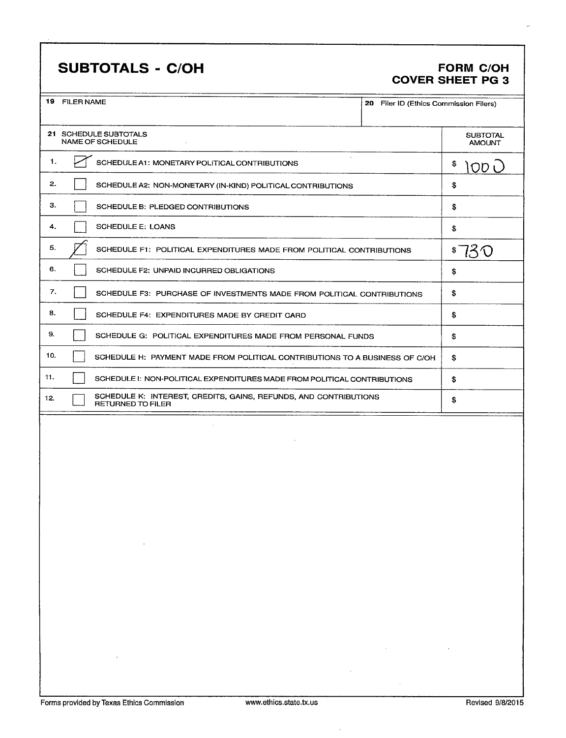## SUBTOTALS - C/OH

**FORM C/OH**
**COVER SHEET PG 3**

| 19 FILER NAME | 20 Filer ID (Ethics Commission Filers) |
|---|---|
| | |

| 21 SCHEDULE SUBTOTALS<br>NAME OF SCHEDULE | | SUBTOTAL AMOUNT |
|---|---|---|
| 1. | ☑ SCHEDULE A1: MONETARY POLITICAL CONTRIBUTIONS | $ 1000 |
| 2. | ☐ SCHEDULE A2: NON-MONETARY (IN-KIND) POLITICAL CONTRIBUTIONS | $ |
| 3. | ☐ SCHEDULE B: PLEDGED CONTRIBUTIONS | $ |
| 4. | ☐ SCHEDULE E: LOANS | $ |
| 5. | ☑ SCHEDULE F1: POLITICAL EXPENDITURES MADE FROM POLITICAL CONTRIBUTIONS | $ 730 |
| 6. | ☐ SCHEDULE F2: UNPAID INCURRED OBLIGATIONS | $ |
| 7. | ☐ SCHEDULE F3: PURCHASE OF INVESTMENTS MADE FROM POLITICAL CONTRIBUTIONS | $ |
| 8. | ☐ SCHEDULE F4: EXPENDITURES MADE BY CREDIT CARD | $ |
| 9. | ☐ SCHEDULE G: POLITICAL EXPENDITURES MADE FROM PERSONAL FUNDS | $ |
| 10. | ☐ SCHEDULE H: PAYMENT MADE FROM POLITICAL CONTRIBUTIONS TO A BUSINESS OF C/OH | $ |
| 11. | ☐ SCHEDULE I: NON-POLITICAL EXPENDITURES MADE FROM POLITICAL CONTRIBUTIONS | $ |
| 12. | ☐ SCHEDULE K: INTEREST, CREDITS, GAINS, REFUNDS, AND CONTRIBUTIONS RETURNED TO FILER | $ |

Forms provided by Texas Ethics Commission www.ethics.state.tx.us Revised 9/8/2015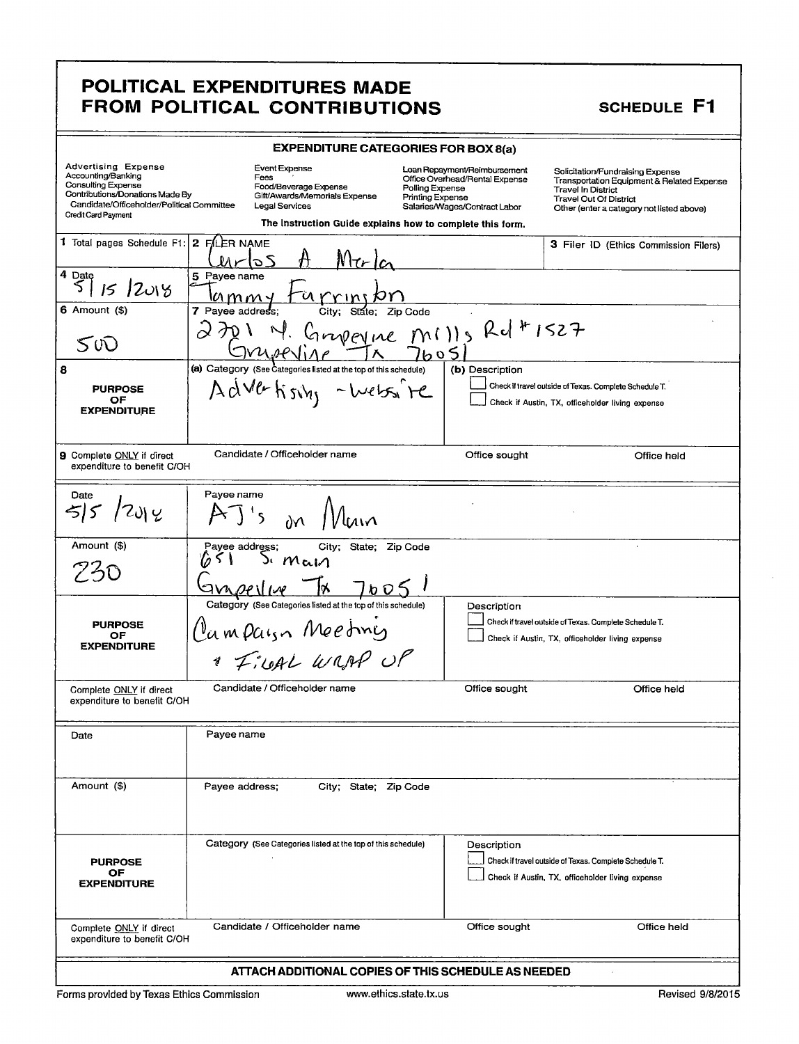# POLITICAL EXPENDITURES MADE FROM POLITICAL CONTRIBUTIONS

## SCHEDULE F1

**EXPENDITURE CATEGORIES FOR BOX 8(a)**

| | | | |
|---|---|---|---|
| Advertising Expense | Event Expense | Loan Repayment/Reimbursement | Solicitation/Fundraising Expense |
| Accounting/Banking | Fees | Office Overhead/Rental Expense | Transportation Equipment & Related Expense |
| Consulting Expense | Food/Beverage Expense | Polling Expense | Travel In District |
| Contributions/Donations Made By Candidate/Officeholder/Political Committee | Gift/Awards/Memorials Expense | Printing Expense | Travel Out Of District |
| Credit Card Payment | Legal Services | Salaries/Wages/Contract Labor | Other (enter a category not listed above) |

The Instruction Guide explains how to complete this form.

**1** Total pages Schedule F1:

**2** FILER NAME: Carlos A Marla

**3** Filer ID (Ethics Commission Filers):

---

**4** Date: 5/15/2018

**5** Payee name: Tammy Farrington

**6** Amount ($): 500

**7** Payee address; City; State; Zip Code: 2701 N. Grapevine Mills Rd #1527 Grapevine TX 76051

**8** PURPOSE OF EXPENDITURE

(a) Category (See Categories listed at the top of this schedule): Advertising - Website

(b) Description:

☐ Check if travel outside of Texas. Complete Schedule T.

☐ Check if Austin, TX, officeholder living expense

**9** Complete ONLY if direct expenditure to benefit C/OH — Candidate / Officeholder name: | Office sought: | Office held:

---

Date: 5/5/2018

Payee name: AJ's on Main

Amount ($): 230

Payee address; City; State; Zip Code: 651 S. Main Grapevine Tx 76051

PURPOSE OF EXPENDITURE

Category (See Categories listed at the top of this schedule): Campaign Meeting + FINAL WRAP UP

Description:

☐ Check if travel outside of Texas. Complete Schedule T.

☐ Check if Austin, TX, officeholder living expense

Complete ONLY if direct expenditure to benefit C/OH — Candidate / Officeholder name: | Office sought: | Office held:

---

Date:

Payee name:

Amount ($):

Payee address; City; State; Zip Code:

PURPOSE OF EXPENDITURE

Category (See Categories listed at the top of this schedule):

Description:

☐ Check if travel outside of Texas. Complete Schedule T.

☐ Check if Austin, TX, officeholder living expense

Complete ONLY if direct expenditure to benefit C/OH — Candidate / Officeholder name: | Office sought: | Office held:

---

**ATTACH ADDITIONAL COPIES OF THIS SCHEDULE AS NEEDED**

Forms provided by Texas Ethics Commission | www.ethics.state.tx.us | Revised 9/8/2015